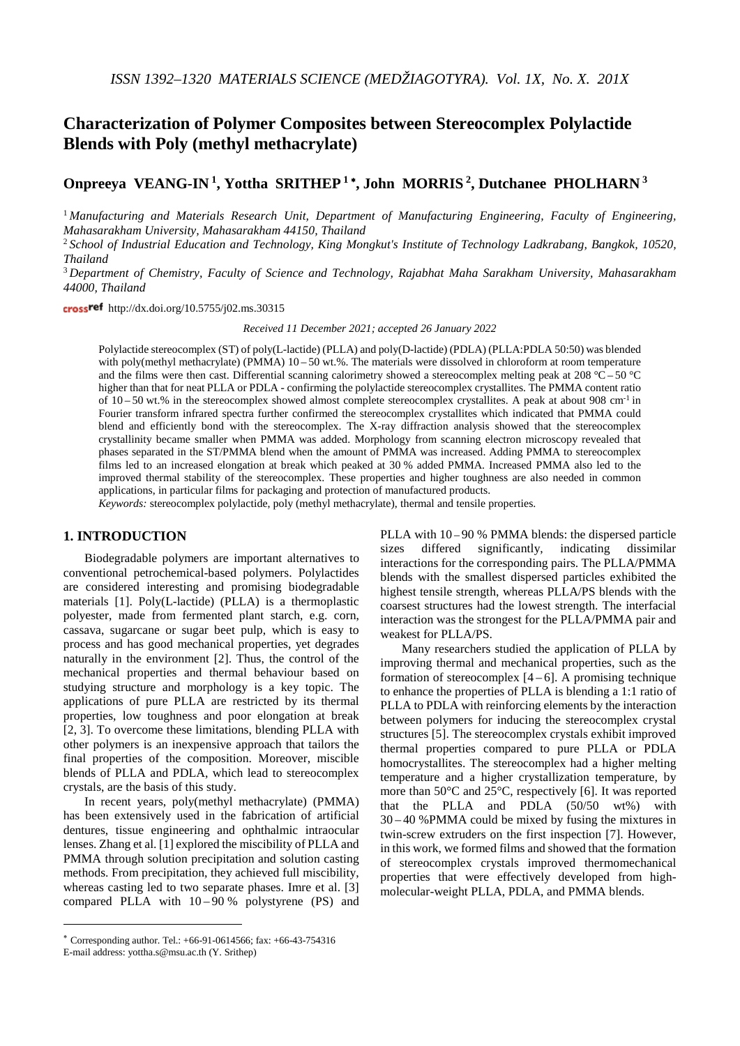# Characterization of Polymer Composites between Stereocomplex Polylactide Blends with Poly (methyl methacrylate)

**Onpreeya VEANG-IN [1], Yottha SRITHEP [1]*, John MORRIS [2], Dutchanee PHOLHARN [3]**

[1] *Manufacturing and Materials Research Unit, Department of Manufacturing Engineering, Faculty of Engineering, Mahasarakham University, Mahasarakham 44150, Thailand*

[2] *School of Industrial Education and Technology, King Mongkut's Institute of Technology Ladkrabang, Bangkok, 10520, Thailand*

[3] *Department of Chemistry, Faculty of Science and Technology, Rajabhat Maha Sarakham University, Mahasarakham 44000, Thailand*

crossref http://dx.doi.org/10.5755/j02.ms.30315

*Received 11 December 2021; accepted 26 January 2022*

Polylactide stereocomplex (ST) of poly(L-lactide) (PLLA) and poly(D-lactide) (PDLA) (PLLA:PDLA 50:50) was blended with poly(methyl methacrylate) (PMMA) 10 – 50 wt.%. The materials were dissolved in chloroform at room temperature and the films were then cast. Differential scanning calorimetry showed a stereocomplex melting peak at 208 °C – 50 °C higher than that for neat PLLA or PDLA - confirming the polylactide stereocomplex crystallites. The PMMA content ratio of 10 – 50 wt.% in the stereocomplex showed almost complete stereocomplex crystallites. A peak at about 908 cm$^{-1}$ in Fourier transform infrared spectra further confirmed the stereocomplex crystallites which indicated that PMMA could blend and efficiently bond with the stereocomplex. The X-ray diffraction analysis showed that the stereocomplex crystallinity became smaller when PMMA was added. Morphology from scanning electron microscopy revealed that phases separated in the ST/PMMA blend when the amount of PMMA was increased. Adding PMMA to stereocomplex films led to an increased elongation at break which peaked at 30 % added PMMA. Increased PMMA also led to the improved thermal stability of the stereocomplex. These properties and higher toughness are also needed in common applications, in particular films for packaging and protection of manufactured products.

*Keywords:* stereocomplex polylactide, poly (methyl methacrylate), thermal and tensile properties.

## 1. INTRODUCTION

Biodegradable polymers are important alternatives to conventional petrochemical-based polymers. Polylactides are considered interesting and promising biodegradable materials [1]. Poly(L-lactide) (PLLA) is a thermoplastic polyester, made from fermented plant starch, e.g. corn, cassava, sugarcane or sugar beet pulp, which is easy to process and has good mechanical properties, yet degrades naturally in the environment [2]. Thus, the control of the mechanical properties and thermal behaviour based on studying structure and morphology is a key topic. The applications of pure PLLA are restricted by its thermal properties, low toughness and poor elongation at break [2, 3]. To overcome these limitations, blending PLLA with other polymers is an inexpensive approach that tailors the final properties of the composition. Moreover, miscible blends of PLLA and PDLA, which lead to stereocomplex crystals, are the basis of this study.

In recent years, poly(methyl methacrylate) (PMMA) has been extensively used in the fabrication of artificial dentures, tissue engineering and ophthalmic intraocular lenses. Zhang et al. [1] explored the miscibility of PLLA and PMMA through solution precipitation and solution casting methods. From precipitation, they achieved full miscibility, whereas casting led to two separate phases. Imre et al. [3] compared PLLA with 10 – 90 % polystyrene (PS) and PLLA with 10 – 90 % PMMA blends: the dispersed particle sizes differed significantly, indicating dissimilar interactions for the corresponding pairs. The PLLA/PMMA blends with the smallest dispersed particles exhibited the highest tensile strength, whereas PLLA/PS blends with the coarsest structures had the lowest strength. The interfacial interaction was the strongest for the PLLA/PMMA pair and weakest for PLLA/PS.

Many researchers studied the application of PLLA by improving thermal and mechanical properties, such as the formation of stereocomplex [4 – 6]. A promising technique to enhance the properties of PLLA is blending a 1:1 ratio of PLLA to PDLA with reinforcing elements by the interaction between polymers for inducing the stereocomplex crystal structures [5]. The stereocomplex crystals exhibit improved thermal properties compared to pure PLLA or PDLA homocrystallites. The stereocomplex had a higher melting temperature and a higher crystallization temperature, by more than 50°C and 25°C, respectively [6]. It was reported that the PLLA and PDLA (50/50 wt%) with 30 – 40 %PMMA could be mixed by fusing the mixtures in twin-screw extruders on the first inspection [7]. However, in this work, we formed films and showed that the formation of stereocomplex crystals improved thermomechanical properties that were effectively developed from high-molecular-weight PLLA, PDLA, and PMMA blends.

---

* Corresponding author. Tel.: +66-91-0614566; fax: +66-43-754316
E-mail address: yottha.s@msu.ac.th (Y. Srithep)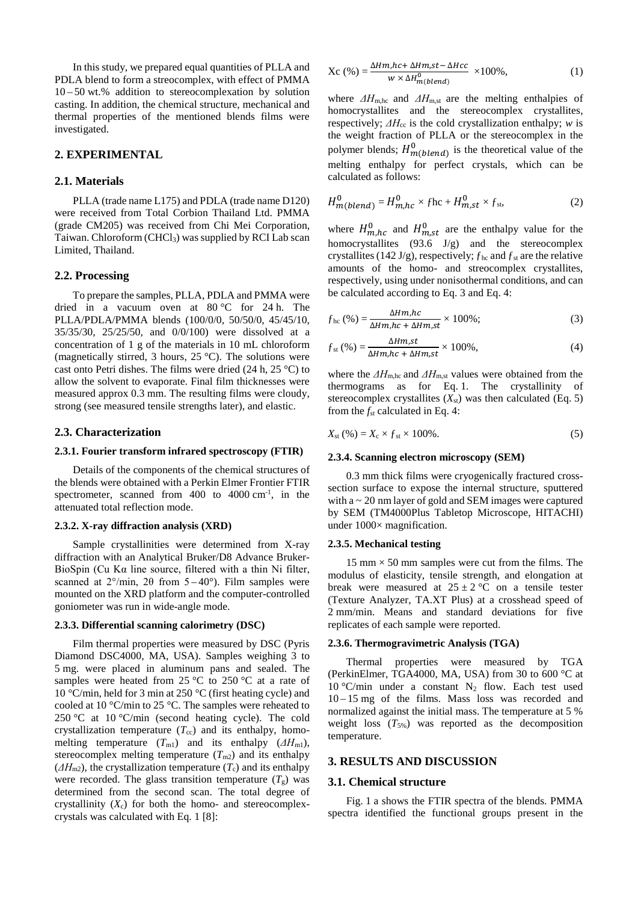In this study, we prepared equal quantities of PLLA and PDLA blend to form a streocomplex, with effect of PMMA 10 – 50 wt.% addition to stereocomplexation by solution casting. In addition, the chemical structure, mechanical and thermal properties of the mentioned blends films were investigated.

## 2. EXPERIMENTAL

### 2.1. Materials

PLLA (trade name L175) and PDLA (trade name D120) were received from Total Corbion Thailand Ltd. PMMA (grade CM205) was received from Chi Mei Corporation, Taiwan. Chloroform ($CHCl_3$) was supplied by RCI Lab scan Limited, Thailand.

### 2.2. Processing

To prepare the samples, PLLA, PDLA and PMMA were dried in a vacuum oven at 80 °C for 24 h. The PLLA/PDLA/PMMA blends (100/0/0, 50/50/0, 45/45/10, 35/35/30, 25/25/50, and 0/0/100) were dissolved at a concentration of 1 g of the materials in 10 mL chloroform (magnetically stirred, 3 hours, 25 °C). The solutions were cast onto Petri dishes. The films were dried (24 h, 25 °C) to allow the solvent to evaporate. Final film thicknesses were measured approx 0.3 mm. The resulting films were cloudy, strong (see measured tensile strengths later), and elastic.

### 2.3. Characterization

#### 2.3.1. Fourier transform infrared spectroscopy (FTIR)

Details of the components of the chemical structures of the blends were obtained with a Perkin Elmer Frontier FTIR spectrometer, scanned from 400 to 4000 cm$^{-1}$, in the attenuated total reflection mode.

#### 2.3.2. X-ray diffraction analysis (XRD)

Sample crystallinities were determined from X-ray diffraction with an Analytical Bruker/D8 Advance Bruker-BioSpin (Cu Kα line source, filtered with a thin Ni filter, scanned at 2°/min, 2θ from 5 – 40°). Film samples were mounted on the XRD platform and the computer-controlled goniometer was run in wide-angle mode.

#### 2.3.3. Differential scanning calorimetry (DSC)

Film thermal properties were measured by DSC (Pyris Diamond DSC4000, MA, USA). Samples weighing 3 to 5 mg. were placed in aluminum pans and sealed. The samples were heated from 25 °C to 250 °C at a rate of 10 °C/min, held for 3 min at 250 °C (first heating cycle) and cooled at 10 °C/min to 25 °C. The samples were reheated to 250 °C at 10 °C/min (second heating cycle). The cold crystallization temperature ($T_{cc}$) and its enthalpy, homo-melting temperature ($T_{m1}$) and its enthalpy ($\Delta H_{m1}$), stereocomplex melting temperature ($T_{m2}$) and its enthalpy ($\Delta H_{m2}$), the crystallization temperature ($T_c$) and its enthalpy were recorded. The glass transition temperature ($T_g$) was determined from the second scan. The total degree of crystallinity ($X_c$) for both the homo- and stereocomplex-crystals was calculated with Eq. 1 [8]:

$$\text{Xc }(\%) = \frac{\Delta H_{m,hc} + \Delta H_{m,st} - \Delta H_{cc}}{w \times \Delta H^0_{m(blend)}} \times 100\%, \quad (1)$$

where $\Delta H_{m,hc}$ and $\Delta H_{m,st}$ are the melting enthalpies of homocrystallites and the stereocomplex crystallites, respectively; $\Delta H_{cc}$ is the cold crystallization enthalpy; $w$ is the weight fraction of PLLA or the stereocomplex in the polymer blends; $H^0_{m(blend)}$ is the theoretical value of the melting enthalpy for perfect crystals, which can be calculated as follows:

$$H^0_{m(blend)} = H^0_{m,hc} \times f_{hc} + H^0_{m,st} \times f_{st}, \quad (2)$$

where $H^0_{m,hc}$ and $H^0_{m,st}$ are the enthalpy value for the homocrystallites (93.6 J/g) and the stereocomplex crystallites (142 J/g), respectively; $f_{hc}$ and $f_{st}$ are the relative amounts of the homo- and streocomplex crystallites, respectively, using under nonisothermal conditions, and can be calculated according to Eq. 3 and Eq. 4:

$$f_{hc}\ (\%) = \frac{\Delta H_{m,hc}}{\Delta H_{m,hc} + \Delta H_{m,st}} \times 100\%; \quad (3)$$

$$f_{st}\ (\%) = \frac{\Delta H_{m,st}}{\Delta H_{m,hc} + \Delta H_{m,st}} \times 100\%, \quad (4)$$

where the $\Delta H_{m,hc}$ and $\Delta H_{m,st}$ values were obtained from the thermograms as for Eq. 1. The crystallinity of stereocomplex crystallites ($X_{st}$) was then calculated (Eq. 5) from the $f_{st}$ calculated in Eq. 4:

$$X_{st}\ (\%) = X_c \times f_{st} \times 100\%. \quad (5)$$

#### 2.3.4. Scanning electron microscopy (SEM)

0.3 mm thick films were cryogenically fractured cross-section surface to expose the internal structure, sputtered with a ~ 20 nm layer of gold and SEM images were captured by SEM (TM4000Plus Tabletop Microscope, HITACHI) under 1000× magnification.

#### 2.3.5. Mechanical testing

15 mm × 50 mm samples were cut from the films. The modulus of elasticity, tensile strength, and elongation at break were measured at 25 ± 2 °C on a tensile tester (Texture Analyzer, TA.XT Plus) at a crosshead speed of 2 mm/min. Means and standard deviations for five replicates of each sample were reported.

#### 2.3.6. Thermogravimetric Analysis (TGA)

Thermal properties were measured by TGA (PerkinElmer, TGA4000, MA, USA) from 30 to 600 °C at 10 °C/min under a constant $N_2$ flow. Each test used 10 – 15 mg of the films. Mass loss was recorded and normalized against the initial mass. The temperature at 5 % weight loss ($T_{5\%}$) was reported as the decomposition temperature.

## 3. RESULTS AND DISCUSSION

### 3.1. Chemical structure

Fig. 1 a shows the FTIR spectra of the blends. PMMA spectra identified the functional groups present in the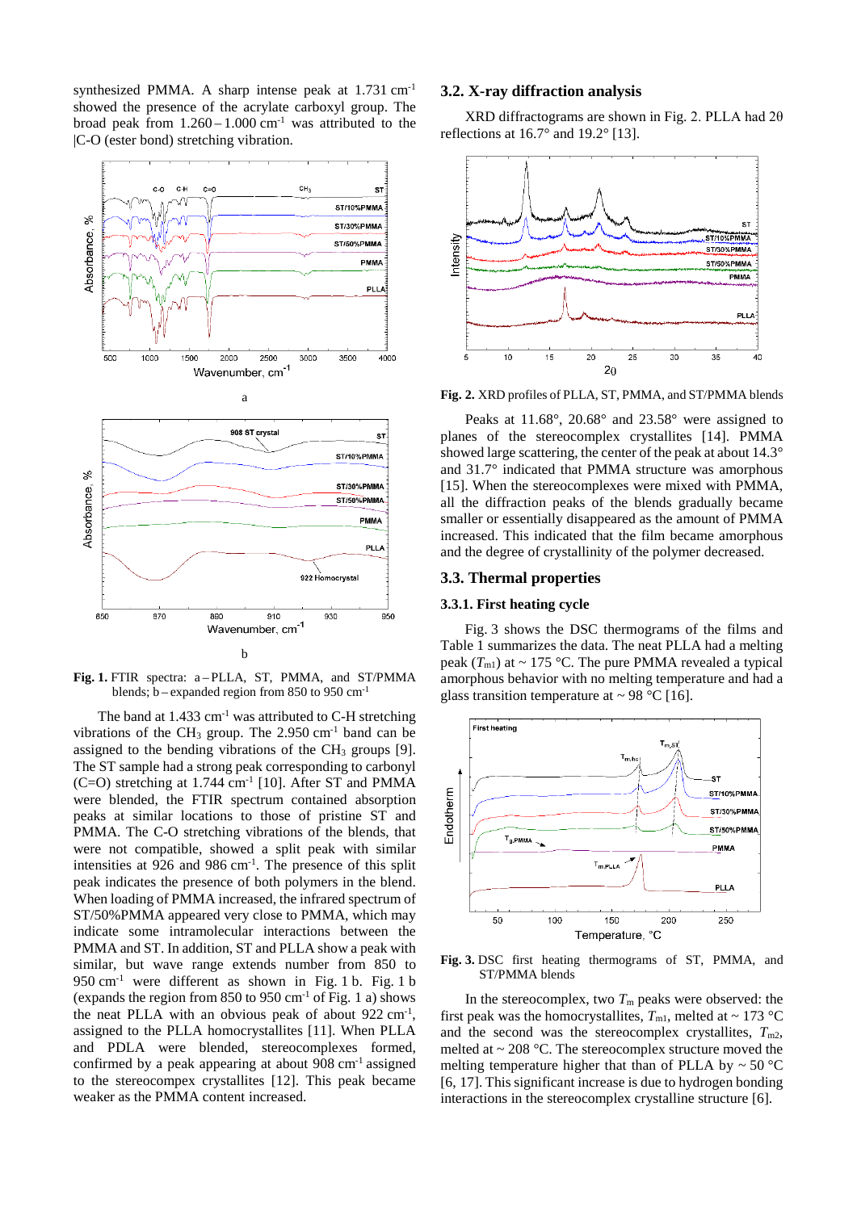synthesized PMMA. A sharp intense peak at 1.731 $cm^{-1}$ showed the presence of the acrylate carboxyl group. The broad peak from 1.260 – 1.000 $cm^{-1}$ was attributed to the |C-O (ester bond) stretching vibration.

Fig. 1. FTIR spectra: a – PLLA, ST, PMMA, and ST/PMMA blends; b – expanded region from 850 to 950 $cm^{-1}$

The band at 1.433 $cm^{-1}$ was attributed to C-H stretching vibrations of the $CH_3$ group. The 2.950 $cm^{-1}$ band can be assigned to the bending vibrations of the $CH_3$ groups [9]. The ST sample had a strong peak corresponding to carbonyl (C=O) stretching at 1.744 $cm^{-1}$ [10]. After ST and PMMA were blended, the FTIR spectrum contained absorption peaks at similar locations to those of pristine ST and PMMA. The C-O stretching vibrations of the blends, that were not compatible, showed a split peak with similar intensities at 926 and 986 $cm^{-1}$. The presence of this split peak indicates the presence of both polymers in the blend. When loading of PMMA increased, the infrared spectrum of ST/50%PMMA appeared very close to PMMA, which may indicate some intramolecular interactions between the PMMA and ST. In addition, ST and PLLA show a peak with similar, but wave range extends number from 850 to 950 $cm^{-1}$ were different as shown in Fig. 1 b. Fig. 1 b (expands the region from 850 to 950 $cm^{-1}$ of Fig. 1 a) shows the neat PLLA with an obvious peak of about 922 $cm^{-1}$, assigned to the PLLA homocrystallites [11]. When PLLA and PDLA were blended, stereocomplexes formed, confirmed by a peak appearing at about 908 $cm^{-1}$ assigned to the stereocompex crystallites [12]. This peak became weaker as the PMMA content increased.

### 3.2. X-ray diffraction analysis

XRD diffractograms are shown in Fig. 2. PLLA had 2θ reflections at 16.7° and 19.2° [13].

Fig. 2. XRD profiles of PLLA, ST, PMMA, and ST/PMMA blends

Peaks at 11.68°, 20.68° and 23.58° were assigned to planes of the stereocomplex crystallites [14]. PMMA showed large scattering, the center of the peak at about 14.3° and 31.7° indicated that PMMA structure was amorphous [15]. When the stereocomplexes were mixed with PMMA, all the diffraction peaks of the blends gradually became smaller or essentially disappeared as the amount of PMMA increased. This indicated that the film became amorphous and the degree of crystallinity of the polymer decreased.

### 3.3. Thermal properties

#### 3.3.1. First heating cycle

Fig. 3 shows the DSC thermograms of the films and Table 1 summarizes the data. The neat PLLA had a melting peak ($T_{m1}$) at ~ 175 °C. The pure PMMA revealed a typical amorphous behavior with no melting temperature and had a glass transition temperature at ~ 98 °C [16].

Fig. 3. DSC first heating thermograms of ST, PMMA, and ST/PMMA blends

In the stereocomplex, two $T_m$ peaks were observed: the first peak was the homocrystallites, $T_{m1}$, melted at ~ 173 °C and the second was the stereocomplex crystallites, $T_{m2}$, melted at ~ 208 °C. The stereocomplex structure moved the melting temperature higher that than of PLLA by ~ 50 °C [6, 17]. This significant increase is due to hydrogen bonding interactions in the stereocomplex crystalline structure [6].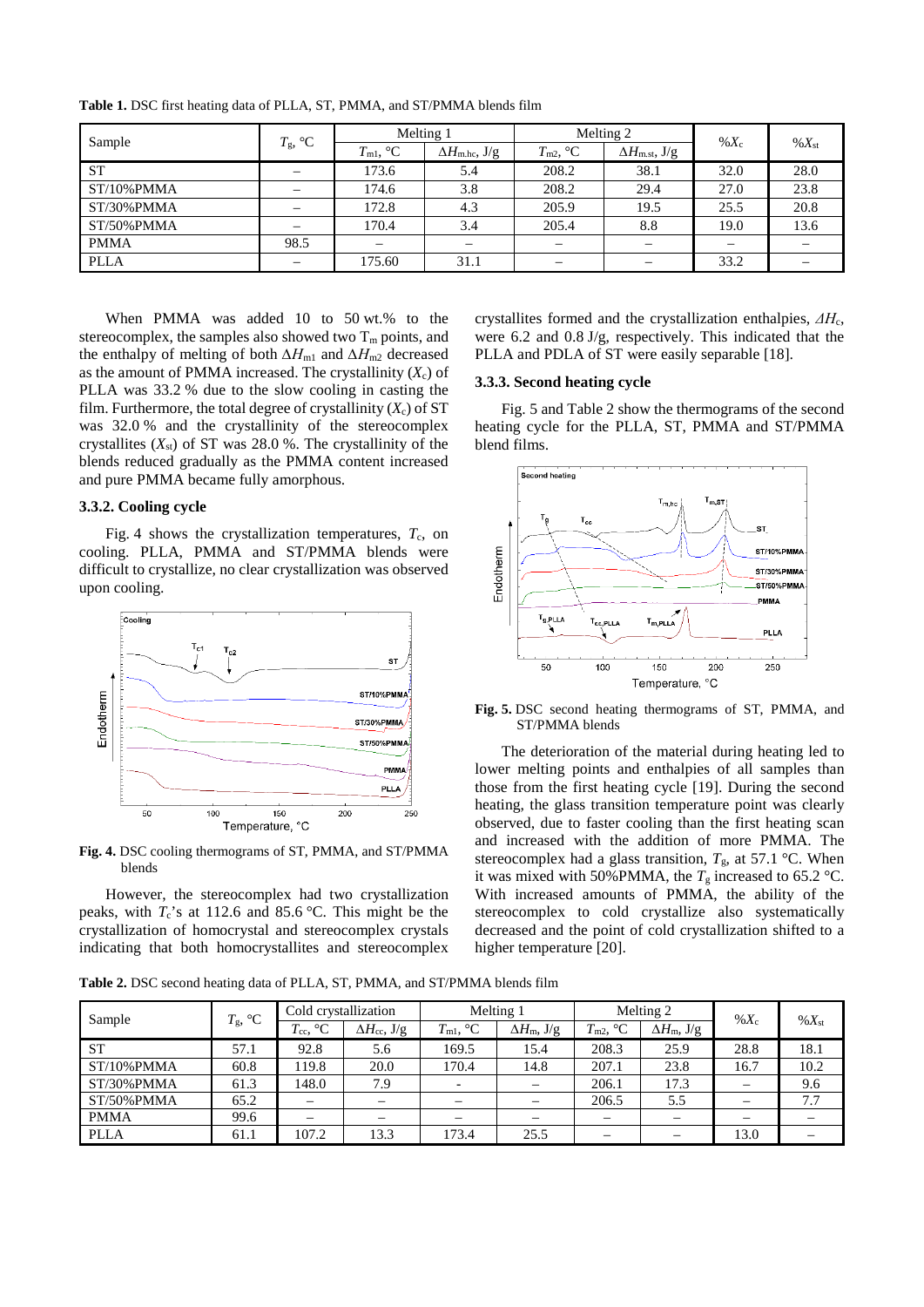**Table 1.** DSC first heating data of PLLA, ST, PMMA, and ST/PMMA blends film

| Sample | $T_g$, °C | Melting 1 | | Melting 2 | | %$X_c$ | %$X_{st}$ |
|---|---|---|---|---|---|---|---|
| | | $T_{m1}$, °C | $\Delta H_{m.hc}$, J/g | $T_{m2}$, °C | $\Delta H_{m.st}$, J/g | | |
| ST | – | 173.6 | 5.4 | 208.2 | 38.1 | 32.0 | 28.0 |
| ST/10%PMMA | – | 174.6 | 3.8 | 208.2 | 29.4 | 27.0 | 23.8 |
| ST/30%PMMA | – | 172.8 | 4.3 | 205.9 | 19.5 | 25.5 | 20.8 |
| ST/50%PMMA | – | 170.4 | 3.4 | 205.4 | 8.8 | 19.0 | 13.6 |
| PMMA | 98.5 | – | – | – | – | – | – |
| PLLA | – | 175.60 | 31.1 | – | – | 33.2 | – |

When PMMA was added 10 to 50 wt.% to the stereocomplex, the samples also showed two $T_m$ points, and the enthalpy of melting of both $\Delta H_{m1}$ and $\Delta H_{m2}$ decreased as the amount of PMMA increased. The crystallinity ($X_c$) of PLLA was 33.2 % due to the slow cooling in casting the film. Furthermore, the total degree of crystallinity ($X_c$) of ST was 32.0 % and the crystallinity of the stereocomplex crystallites ($X_{st}$) of ST was 28.0 %. The crystallinity of the blends reduced gradually as the PMMA content increased and pure PMMA became fully amorphous.

### 3.3.2. Cooling cycle

Fig. 4 shows the crystallization temperatures, $T_c$, on cooling. PLLA, PMMA and ST/PMMA blends were difficult to crystallize, no clear crystallization was observed upon cooling.

**Fig. 4.** DSC cooling thermograms of ST, PMMA, and ST/PMMA blends

However, the stereocomplex had two crystallization peaks, with $T_c$'s at 112.6 and 85.6 °C. This might be the crystallization of homocrystal and stereocomplex crystals indicating that both homocrystallites and stereocomplex crystallites formed and the crystallization enthalpies, $\Delta H_c$, were 6.2 and 0.8 J/g, respectively. This indicated that the PLLA and PDLA of ST were easily separable [18].

### 3.3.3. Second heating cycle

Fig. 5 and Table 2 show the thermograms of the second heating cycle for the PLLA, ST, PMMA and ST/PMMA blend films.

**Fig. 5.** DSC second heating thermograms of ST, PMMA, and ST/PMMA blends

The deterioration of the material during heating led to lower melting points and enthalpies of all samples than those from the first heating cycle [19]. During the second heating, the glass transition temperature point was clearly observed, due to faster cooling than the first heating scan and increased with the addition of more PMMA. The stereocomplex had a glass transition, $T_g$, at 57.1 °C. When it was mixed with 50%PMMA, the $T_g$ increased to 65.2 °C. With increased amounts of PMMA, the ability of the stereocomplex to cold crystallize also systematically decreased and the point of cold crystallization shifted to a higher temperature [20].

**Table 2.** DSC second heating data of PLLA, ST, PMMA, and ST/PMMA blends film

| Sample | $T_g$, °C | Cold crystallization | | Melting 1 | | Melting 2 | | %$X_c$ | %$X_{st}$ |
|---|---|---|---|---|---|---|---|---|---|
| | | $T_{cc}$, °C | $\Delta H_{cc}$, J/g | $T_{m1}$, °C | $\Delta H_m$, J/g | $T_{m2}$, °C | $\Delta H_m$, J/g | | |
| ST | 57.1 | 92.8 | 5.6 | 169.5 | 15.4 | 208.3 | 25.9 | 28.8 | 18.1 |
| ST/10%PMMA | 60.8 | 119.8 | 20.0 | 170.4 | 14.8 | 207.1 | 23.8 | 16.7 | 10.2 |
| ST/30%PMMA | 61.3 | 148.0 | 7.9 | - | – | 206.1 | 17.3 | – | 9.6 |
| ST/50%PMMA | 65.2 | – | – | – | – | 206.5 | 5.5 | – | 7.7 |
| PMMA | 99.6 | – | – | – | – | – | – | – | – |
| PLLA | 61.1 | 107.2 | 13.3 | 173.4 | 25.5 | – | – | 13.0 | – |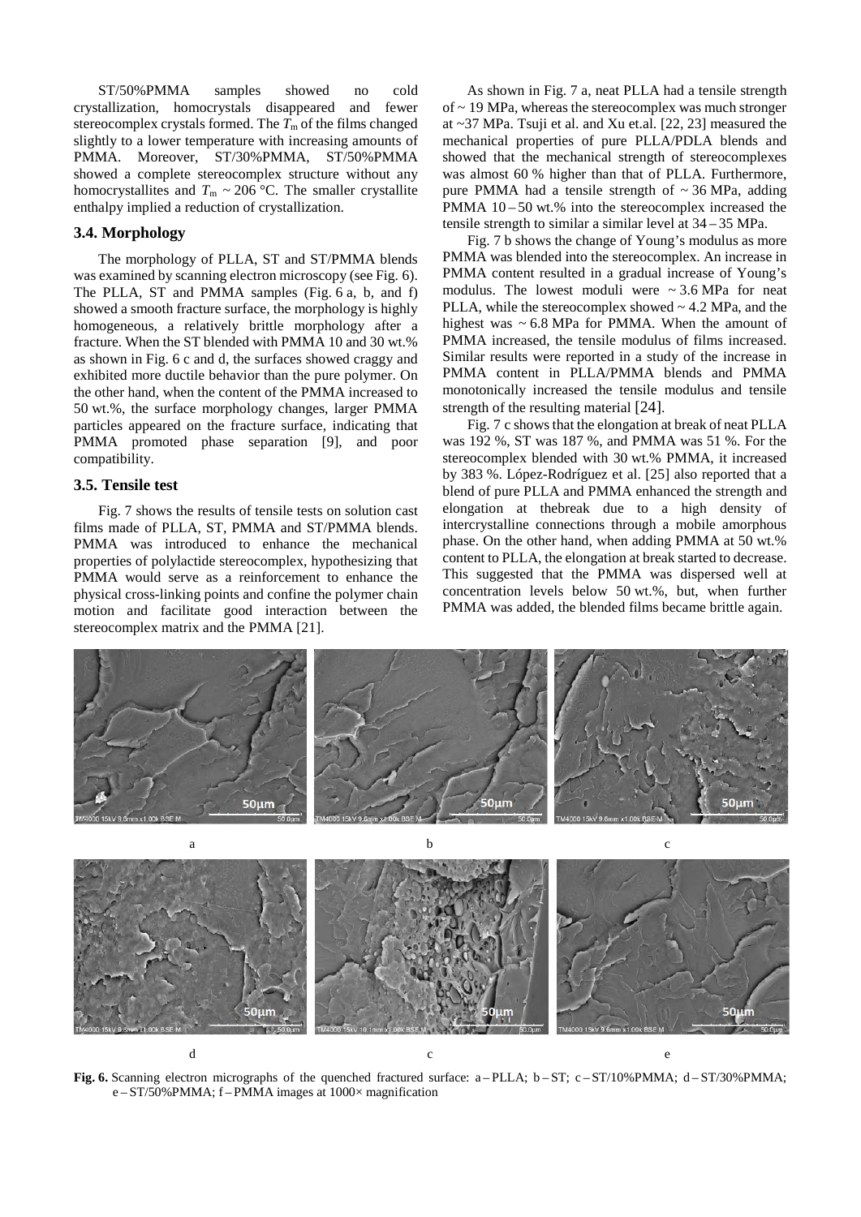ST/50%PMMA samples showed no cold crystallization, homocrystals disappeared and fewer stereocomplex crystals formed. The $T_m$ of the films changed slightly to a lower temperature with increasing amounts of PMMA. Moreover, ST/30%PMMA, ST/50%PMMA showed a complete stereocomplex structure without any homocrystallites and $T_m$ ~ 206 °C. The smaller crystallite enthalpy implied a reduction of crystallization.

### 3.4. Morphology

The morphology of PLLA, ST and ST/PMMA blends was examined by scanning electron microscopy (see Fig. 6). The PLLA, ST and PMMA samples (Fig. 6 a, b, and f) showed a smooth fracture surface, the morphology is highly homogeneous, a relatively brittle morphology after a fracture. When the ST blended with PMMA 10 and 30 wt.% as shown in Fig. 6 c and d, the surfaces showed craggy and exhibited more ductile behavior than the pure polymer. On the other hand, when the content of the PMMA increased to 50 wt.%, the surface morphology changes, larger PMMA particles appeared on the fracture surface, indicating that PMMA promoted phase separation [9], and poor compatibility.

### 3.5. Tensile test

Fig. 7 shows the results of tensile tests on solution cast films made of PLLA, ST, PMMA and ST/PMMA blends. PMMA was introduced to enhance the mechanical properties of polylactide stereocomplex, hypothesizing that PMMA would serve as a reinforcement to enhance the physical cross-linking points and confine the polymer chain motion and facilitate good interaction between the stereocomplex matrix and the PMMA [21].

As shown in Fig. 7 a, neat PLLA had a tensile strength of ~ 19 MPa, whereas the stereocomplex was much stronger at ~37 MPa. Tsuji et al. and Xu et.al. [22, 23] measured the mechanical properties of pure PLLA/PDLA blends and showed that the mechanical strength of stereocomplexes was almost 60 % higher than that of PLLA. Furthermore, pure PMMA had a tensile strength of ~ 36 MPa, adding PMMA 10 – 50 wt.% into the stereocomplex increased the tensile strength to similar a similar level at 34 – 35 MPa.

Fig. 7 b shows the change of Young's modulus as more PMMA was blended into the stereocomplex. An increase in PMMA content resulted in a gradual increase of Young's modulus. The lowest moduli were ~ 3.6 MPa for neat PLLA, while the stereocomplex showed ~ 4.2 MPa, and the highest was ~ 6.8 MPa for PMMA. When the amount of PMMA increased, the tensile modulus of films increased. Similar results were reported in a study of the increase in PMMA content in PLLA/PMMA blends and PMMA monotonically increased the tensile modulus and tensile strength of the resulting material [24].

Fig. 7 c shows that the elongation at break of neat PLLA was 192 %, ST was 187 %, and PMMA was 51 %. For the stereocomplex blended with 30 wt.% PMMA, it increased by 383 %. López-Rodríguez et al. [25] also reported that a blend of pure PLLA and PMMA enhanced the strength and elongation at thebreak due to a high density of intercrystalline connections through a mobile amorphous phase. On the other hand, when adding PMMA at 50 wt.% content to PLLA, the elongation at break started to decrease. This suggested that the PMMA was dispersed well at concentration levels below 50 wt.%, but, when further PMMA was added, the blended films became brittle again.

**Fig. 6.** Scanning electron micrographs of the quenched fractured surface: a – PLLA; b – ST; c – ST/10%PMMA; d – ST/30%PMMA; e – ST/50%PMMA; f – PMMA images at 1000× magnification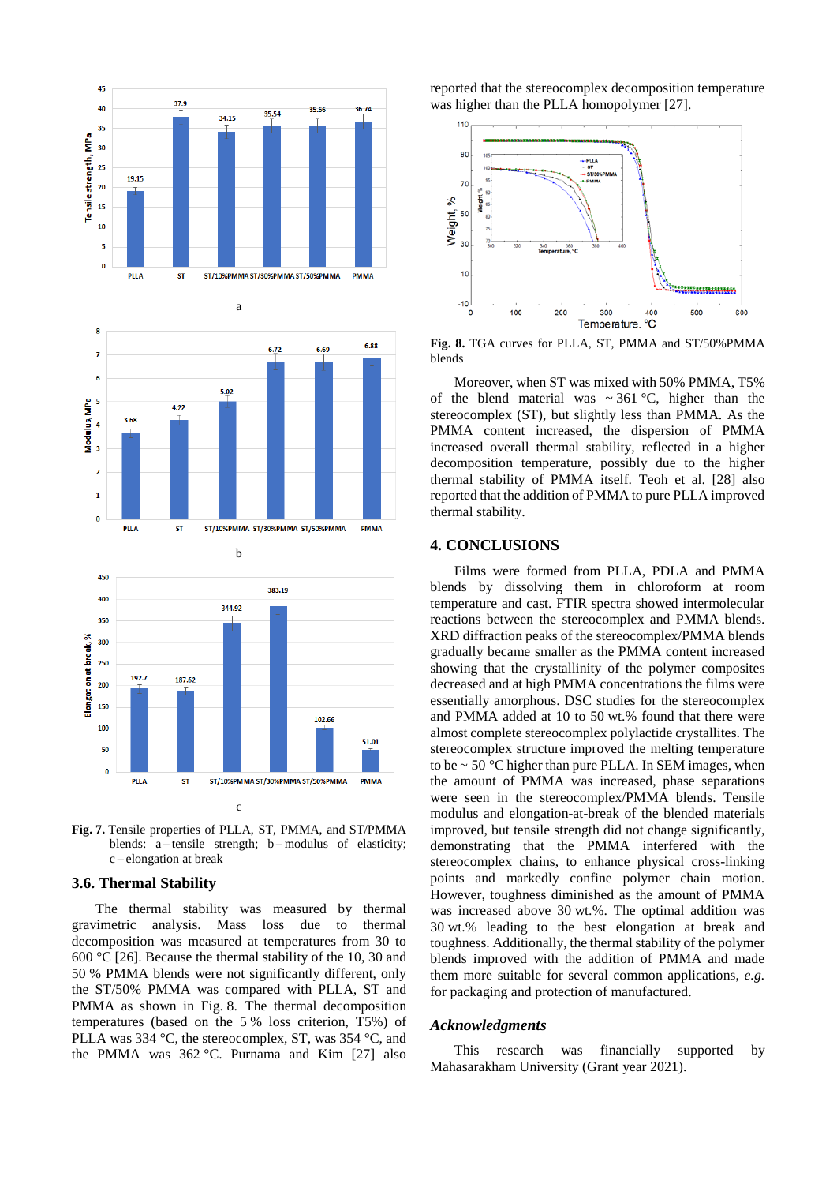Fig. 7. Tensile properties of PLLA, ST, PMMA, and ST/PMMA blends: a – tensile strength; b – modulus of elasticity; c – elongation at break

### 3.6. Thermal Stability

The thermal stability was measured by thermal gravimetric analysis. Mass loss due to thermal decomposition was measured at temperatures from 30 to 600 °C [26]. Because the thermal stability of the 10, 30 and 50 % PMMA blends were not significantly different, only the ST/50% PMMA was compared with PLLA, ST and PMMA as shown in Fig. 8. The thermal decomposition temperatures (based on the 5 % loss criterion, T5%) of PLLA was 334 °C, the stereocomplex, ST, was 354 °C, and the PMMA was 362 °C. Purnama and Kim [27] also reported that the stereocomplex decomposition temperature was higher than the PLLA homopolymer [27].

Fig. 8. TGA curves for PLLA, ST, PMMA and ST/50%PMMA blends

Moreover, when ST was mixed with 50% PMMA, T5% of the blend material was ~ 361 °C, higher than the stereocomplex (ST), but slightly less than PMMA. As the PMMA content increased, the dispersion of PMMA increased overall thermal stability, reflected in a higher decomposition temperature, possibly due to the higher thermal stability of PMMA itself. Teoh et al. [28] also reported that the addition of PMMA to pure PLLA improved thermal stability.

## 4. CONCLUSIONS

Films were formed from PLLA, PDLA and PMMA blends by dissolving them in chloroform at room temperature and cast. FTIR spectra showed intermolecular reactions between the stereocomplex and PMMA blends. XRD diffraction peaks of the stereocomplex/PMMA blends gradually became smaller as the PMMA content increased showing that the crystallinity of the polymer composites decreased and at high PMMA concentrations the films were essentially amorphous. DSC studies for the stereocomplex and PMMA added at 10 to 50 wt.% found that there were almost complete stereocomplex polylactide crystallites. The stereocomplex structure improved the melting temperature to be ~ 50 °C higher than pure PLLA. In SEM images, when the amount of PMMA was increased, phase separations were seen in the stereocomplex/PMMA blends. Tensile modulus and elongation-at-break of the blended materials improved, but tensile strength did not change significantly, demonstrating that the PMMA interfered with the stereocomplex chains, to enhance physical cross-linking points and markedly confine polymer chain motion. However, toughness diminished as the amount of PMMA was increased above 30 wt.%. The optimal addition was 30 wt.% leading to the best elongation at break and toughness. Additionally, the thermal stability of the polymer blends improved with the addition of PMMA and made them more suitable for several common applications, *e.g.* for packaging and protection of manufactured.

### *Acknowledgments*

This research was financially supported by Mahasarakham University (Grant year 2021).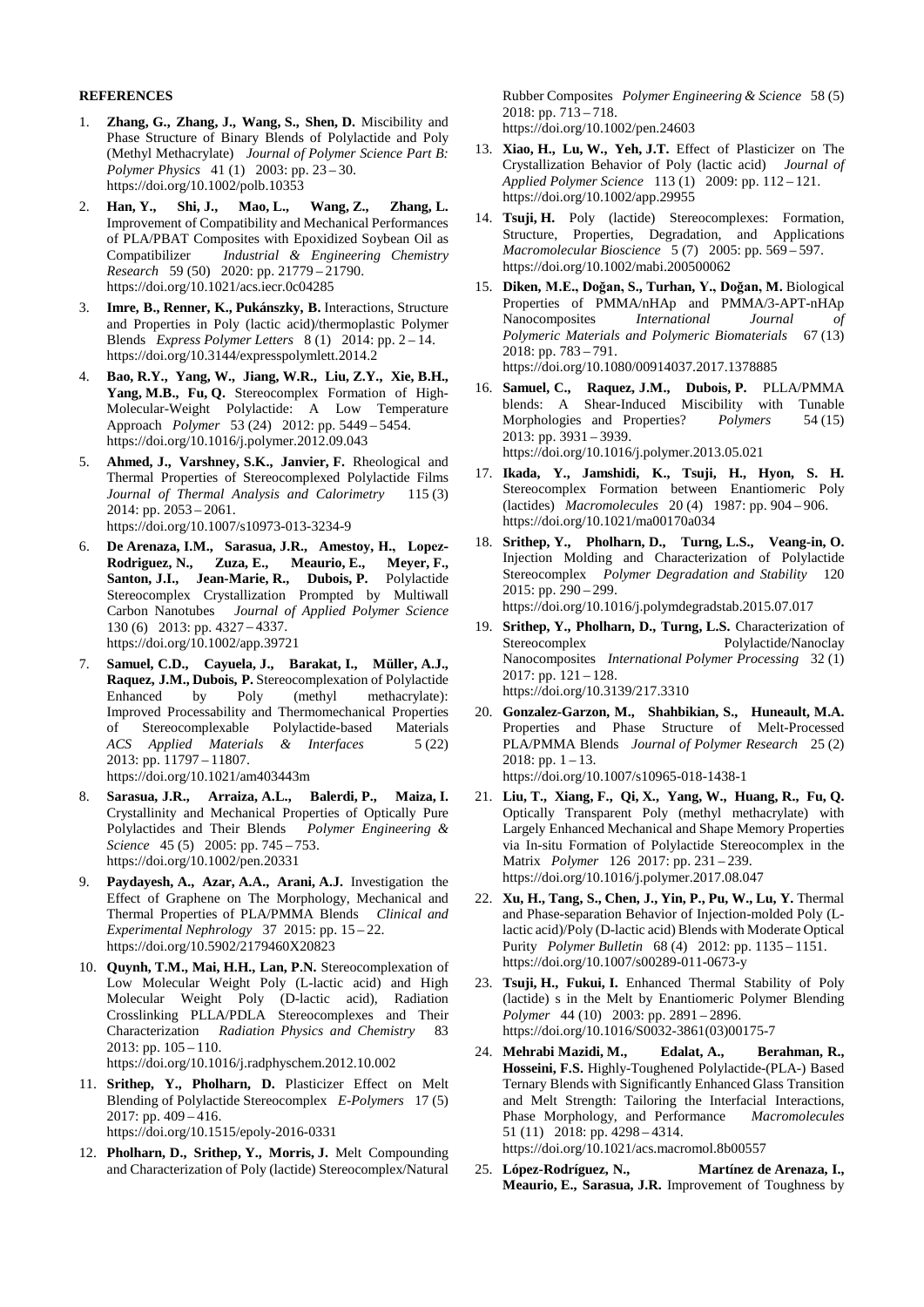**REFERENCES**

1. **Zhang, G., Zhang, J., Wang, S., Shen, D.** Miscibility and Phase Structure of Binary Blends of Polylactide and Poly (Methyl Methacrylate) *Journal of Polymer Science Part B: Polymer Physics* 41 (1) 2003: pp. 23 – 30. https://doi.org/10.1002/polb.10353
2. **Han, Y., Shi, J., Mao, L., Wang, Z., Zhang, L.** Improvement of Compatibility and Mechanical Performances of PLA/PBAT Composites with Epoxidized Soybean Oil as Compatibilizer *Industrial & Engineering Chemistry Research* 59 (50) 2020: pp. 21779 – 21790. https://doi.org/10.1021/acs.iecr.0c04285
3. **Imre, B., Renner, K., Pukánszky, B.** Interactions, Structure and Properties in Poly (lactic acid)/thermoplastic Polymer Blends *Express Polymer Letters* 8 (1) 2014: pp. 2 – 14. https://doi.org/10.3144/expresspolymlett.2014.2
4. **Bao, R.Y., Yang, W., Jiang, W.R., Liu, Z.Y., Xie, B.H., Yang, M.B., Fu, Q.** Stereocomplex Formation of High-Molecular-Weight Polylactide: A Low Temperature Approach *Polymer* 53 (24) 2012: pp. 5449 – 5454. https://doi.org/10.1016/j.polymer.2012.09.043
5. **Ahmed, J., Varshney, S.K., Janvier, F.** Rheological and Thermal Properties of Stereocomplexed Polylactide Films *Journal of Thermal Analysis and Calorimetry* 115 (3) 2014: pp. 2053 – 2061. https://doi.org/10.1007/s10973-013-3234-9
6. **De Arenaza, I.M., Sarasua, J.R., Amestoy, H., Lopez-Rodriguez, N., Zuza, E., Meaurio, E., Meyer, F., Santon, J.I., Jean-Marie, R., Dubois, P.** Polylactide Stereocomplex Crystallization Prompted by Multiwall Carbon Nanotubes *Journal of Applied Polymer Science* 130 (6) 2013: pp. 4327 – 4337. https://doi.org/10.1002/app.39721
7. **Samuel, C.D., Cayuela, J., Barakat, I., Müller, A.J., Raquez, J.M., Dubois, P.** Stereocomplexation of Polylactide Enhanced by Poly (methyl methacrylate): Improved Processability and Thermomechanical Properties of Stereocomplexable Polylactide-based Materials *ACS Applied Materials & Interfaces* 5 (22) 2013: pp. 11797 – 11807. https://doi.org/10.1021/am403443m
8. **Sarasua, J.R., Arraiza, A.L., Balerdi, P., Maiza, I.** Crystallinity and Mechanical Properties of Optically Pure Polylactides and Their Blends *Polymer Engineering & Science* 45 (5) 2005: pp. 745 – 753. https://doi.org/10.1002/pen.20331
9. **Paydayesh, A., Azar, A.A., Arani, A.J.** Investigation the Effect of Graphene on The Morphology, Mechanical and Thermal Properties of PLA/PMMA Blends *Clinical and Experimental Nephrology* 37 2015: pp. 15 – 22. https://doi.org/10.5902/2179460X20823
10. **Quynh, T.M., Mai, H.H., Lan, P.N.** Stereocomplexation of Low Molecular Weight Poly (L-lactic acid) and High Molecular Weight Poly (D-lactic acid), Radiation Crosslinking PLLA/PDLA Stereocomplexes and Their Characterization *Radiation Physics and Chemistry* 83 2013: pp. 105 – 110. https://doi.org/10.1016/j.radphyschem.2012.10.002
11. **Srithep, Y., Pholharn, D.** Plasticizer Effect on Melt Blending of Polylactide Stereocomplex *E-Polymers* 17 (5) 2017: pp. 409 – 416. https://doi.org/10.1515/epoly-2016-0331
12. **Pholharn, D., Srithep, Y., Morris, J.** Melt Compounding and Characterization of Poly (lactide) Stereocomplex/Natural Rubber Composites *Polymer Engineering & Science* 58 (5) 2018: pp. 713 – 718. https://doi.org/10.1002/pen.24603
13. **Xiao, H., Lu, W., Yeh, J.T.** Effect of Plasticizer on The Crystallization Behavior of Poly (lactic acid) *Journal of Applied Polymer Science* 113 (1) 2009: pp. 112 – 121. https://doi.org/10.1002/app.29955
14. **Tsuji, H.** Poly (lactide) Stereocomplexes: Formation, Structure, Properties, Degradation, and Applications *Macromolecular Bioscience* 5 (7) 2005: pp. 569 – 597. https://doi.org/10.1002/mabi.200500062
15. **Diken, M.E., Doğan, S., Turhan, Y., Doğan, M.** Biological Properties of PMMA/nHAp and PMMA/3-APT-nHAp Nanocomposites *International Journal of Polymeric Materials and Polymeric Biomaterials* 67 (13) 2018: pp. 783 – 791. https://doi.org/10.1080/00914037.2017.1378885
16. **Samuel, C., Raquez, J.M., Dubois, P.** PLLA/PMMA blends: A Shear-Induced Miscibility with Tunable Morphologies and Properties? *Polymers* 54 (15) 2013: pp. 3931 – 3939. https://doi.org/10.1016/j.polymer.2013.05.021
17. **Ikada, Y., Jamshidi, K., Tsuji, H., Hyon, S. H.** Stereocomplex Formation between Enantiomeric Poly (lactides) *Macromolecules* 20 (4) 1987: pp. 904 – 906. https://doi.org/10.1021/ma00170a034
18. **Srithep, Y., Pholharn, D., Turng, L.S., Veang-in, O.** Injection Molding and Characterization of Polylactide Stereocomplex *Polymer Degradation and Stability* 120 2015: pp. 290 – 299. https://doi.org/10.1016/j.polymdegradstab.2015.07.017
19. **Srithep, Y., Pholharn, D., Turng, L.S.** Characterization of Stereocomplex Polylactide/Nanoclay Nanocomposites *International Polymer Processing* 32 (1) 2017: pp. 121 – 128. https://doi.org/10.3139/217.3310
20. **Gonzalez-Garzon, M., Shahbikian, S., Huneault, M.A.** Properties and Phase Structure of Melt-Processed PLA/PMMA Blends *Journal of Polymer Research* 25 (2) 2018: pp. 1 – 13. https://doi.org/10.1007/s10965-018-1438-1
21. **Liu, T., Xiang, F., Qi, X., Yang, W., Huang, R., Fu, Q.** Optically Transparent Poly (methyl methacrylate) with Largely Enhanced Mechanical and Shape Memory Properties via In-situ Formation of Polylactide Stereocomplex in the Matrix *Polymer* 126 2017: pp. 231 – 239. https://doi.org/10.1016/j.polymer.2017.08.047
22. **Xu, H., Tang, S., Chen, J., Yin, P., Pu, W., Lu, Y.** Thermal and Phase-separation Behavior of Injection-molded Poly (L-lactic acid)/Poly (D-lactic acid) Blends with Moderate Optical Purity *Polymer Bulletin* 68 (4) 2012: pp. 1135 – 1151. https://doi.org/10.1007/s00289-011-0673-y
23. **Tsuji, H., Fukui, I.** Enhanced Thermal Stability of Poly (lactide) s in the Melt by Enantiomeric Polymer Blending *Polymer* 44 (10) 2003: pp. 2891 – 2896. https://doi.org/10.1016/S0032-3861(03)00175-7
24. **Mehrabi Mazidi, M., Edalat, A., Berahman, R., Hosseini, F.S.** Highly-Toughened Polylactide-(PLA-) Based Ternary Blends with Significantly Enhanced Glass Transition and Melt Strength: Tailoring the Interfacial Interactions, Phase Morphology, and Performance *Macromolecules* 51 (11) 2018: pp. 4298 – 4314. https://doi.org/10.1021/acs.macromol.8b00557
25. **López-Rodríguez, N., Martínez de Arenaza, I., Meaurio, E., Sarasua, J.R.** Improvement of Toughness by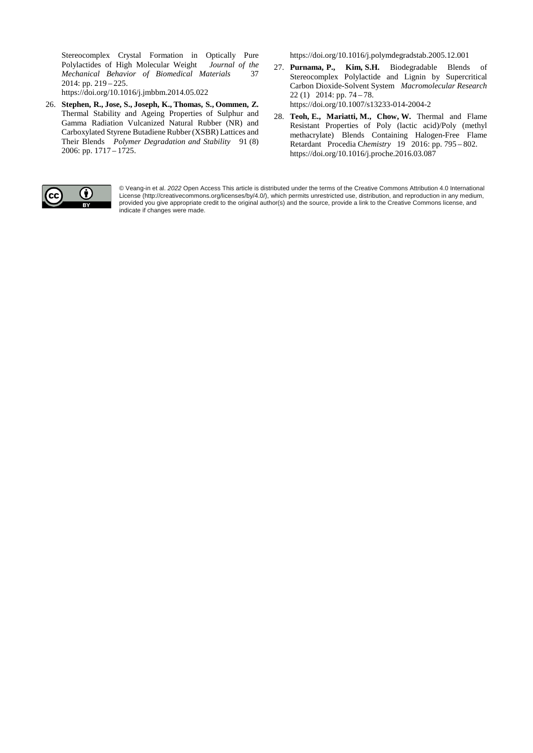Stereocomplex Crystal Formation in Optically Pure Polylactides of High Molecular Weight *Journal of the Mechanical Behavior of Biomedical Materials* 37 2014: pp. 219 – 225.
https://doi.org/10.1016/j.jmbbm.2014.05.022

26. **Stephen, R., Jose, S., Joseph, K., Thomas, S., Oommen, Z.** Thermal Stability and Ageing Properties of Sulphur and Gamma Radiation Vulcanized Natural Rubber (NR) and Carboxylated Styrene Butadiene Rubber (XSBR) Lattices and Their Blends *Polymer Degradation and Stability* 91 (8) 2006: pp. 1717 – 1725.
https://doi.org/10.1016/j.polymdegradstab.2005.12.001

27. **Purnama, P., Kim, S.H.** Biodegradable Blends of Stereocomplex Polylactide and Lignin by Supercritical Carbon Dioxide-Solvent System *Macromolecular Research* 22 (1) 2014: pp. 74 – 78.
https://doi.org/10.1007/s13233-014-2004-2

28. **Teoh, E., Mariatti, M., Chow, W.** Thermal and Flame Resistant Properties of Poly (lactic acid)/Poly (methyl methacrylate) Blends Containing Halogen-Free Flame Retardant Procedia C*hemistry* 19 2016: pp. 795 – 802.
https://doi.org/10.1016/j.proche.2016.03.087

© Veang-in et al. *2022* Open Access This article is distributed under the terms of the Creative Commons Attribution 4.0 International License (http://creativecommons.org/licenses/by/4.0/), which permits unrestricted use, distribution, and reproduction in any medium, provided you give appropriate credit to the original author(s) and the source, provide a link to the Creative Commons license, and indicate if changes were made.